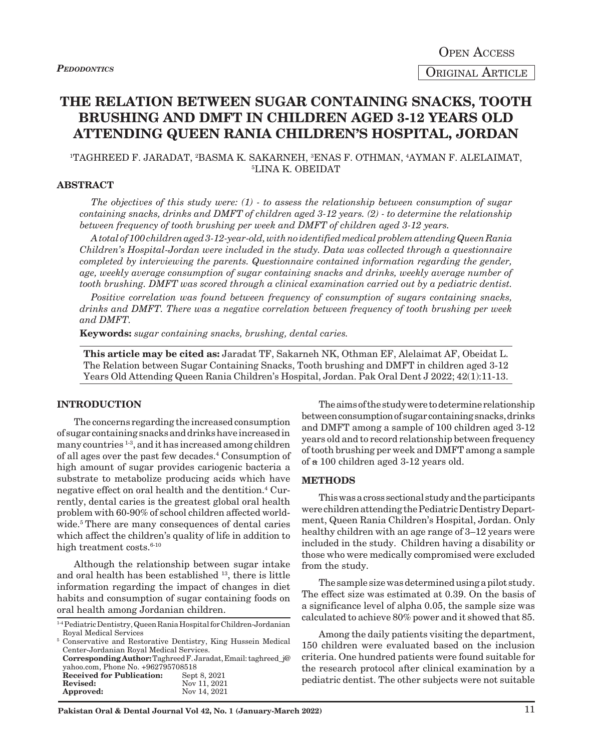*PEDODONTICS*

OPEN ACCESS

ORIGINAL ARTICLE

# THE RELATION BETWEEN SUGAR CONTAINING SNACKS, TOOTH BRUSHING AND DMFT IN CHILDREN AGED 3-12 YEARS OLD ATTENDING QUEEN RANIA CHILDREN'S HOSPITAL, JORDAN

[1]TAGHREED F. JARADAT, [2]BASMA K. SAKARNEH, [3]ENAS F. OTHMAN, [4]AYMAN F. ALELAIMAT, [5]LINA K. OBEIDAT

## ABSTRACT

*The objectives of this study were: (1) - to assess the relationship between consumption of sugar containing snacks, drinks and DMFT of children aged 3-12 years. (2) - to determine the relationship between frequency of tooth brushing per week and DMFT of children aged 3-12 years.*

*A total of 100 children aged 3-12-year-old, with no identified medical problem attending Queen Rania Children's Hospital-Jordan were included in the study. Data was collected through a questionnaire completed by interviewing the parents. Questionnaire contained information regarding the gender, age, weekly average consumption of sugar containing snacks and drinks, weekly average number of tooth brushing. DMFT was scored through a clinical examination carried out by a pediatric dentist.*

*Positive correlation was found between frequency of consumption of sugars containing snacks, drinks and DMFT. There was a negative correlation between frequency of tooth brushing per week and DMFT.*

**Keywords:** *sugar containing snacks, brushing, dental caries.*

**This article may be cited as:** Jaradat TF, Sakarneh NK, Othman EF, Alelaimat AF, Obeidat L. The Relation between Sugar Containing Snacks, Tooth brushing and DMFT in children aged 3-12 Years Old Attending Queen Rania Children's Hospital, Jordan. Pak Oral Dent J 2022; 42(1):11-13.

## INTRODUCTION

The concerns regarding the increased consumption of sugar containing snacks and drinks have increased in many countries [1-3], and it has increased among children of all ages over the past few decades.[4] Consumption of high amount of sugar provides cariogenic bacteria a substrate to metabolize producing acids which have negative effect on oral health and the dentition.[4] Currently, dental caries is the greatest global oral health problem with 60-90% of school children affected worldwide.[5] There are many consequences of dental caries which affect the children's quality of life in addition to high treatment costs.[6-10]

Although the relationship between sugar intake and oral health has been established [13], there is little information regarding the impact of changes in diet habits and consumption of sugar containing foods on oral health among Jordanian children.

[1-4] Pediatric Dentistry, Queen Rania Hospital for Children-Jordanian Royal Medical Services

[5] Conservative and Restorative Dentistry, King Hussein Medical Center-Jordanian Royal Medical Services.

**Corresponding Author:** Taghreed F. Jaradat, Email: taghreed_j@yahoo.com, Phone No. +962795708518

| | |
|---|---|
| **Received for Publication:** | Sept 8, 2021 |
| **Revised:** | Nov 11, 2021 |
| **Approved:** | Nov 14, 2021 |

The aims of the study were to determine relationship between consumption of sugar containing snacks, drinks and DMFT among a sample of 100 children aged 3-12 years old and to record relationship between frequency of tooth brushing per week and DMFT among a sample of a 100 children aged 3-12 years old.

## METHODS

This was a cross sectional study and the participants were children attending the Pediatric Dentistry Department, Queen Rania Children's Hospital, Jordan. Only healthy children with an age range of 3–12 years were included in the study. Children having a disability or those who were medically compromised were excluded from the study.

The sample size was determined using a pilot study. The effect size was estimated at 0.39. On the basis of a significance level of alpha 0.05, the sample size was calculated to achieve 80% power and it showed that 85.

Among the daily patients visiting the department, 150 children were evaluated based on the inclusion criteria. One hundred patients were found suitable for the research protocol after clinical examination by a pediatric dentist. The other subjects were not suitable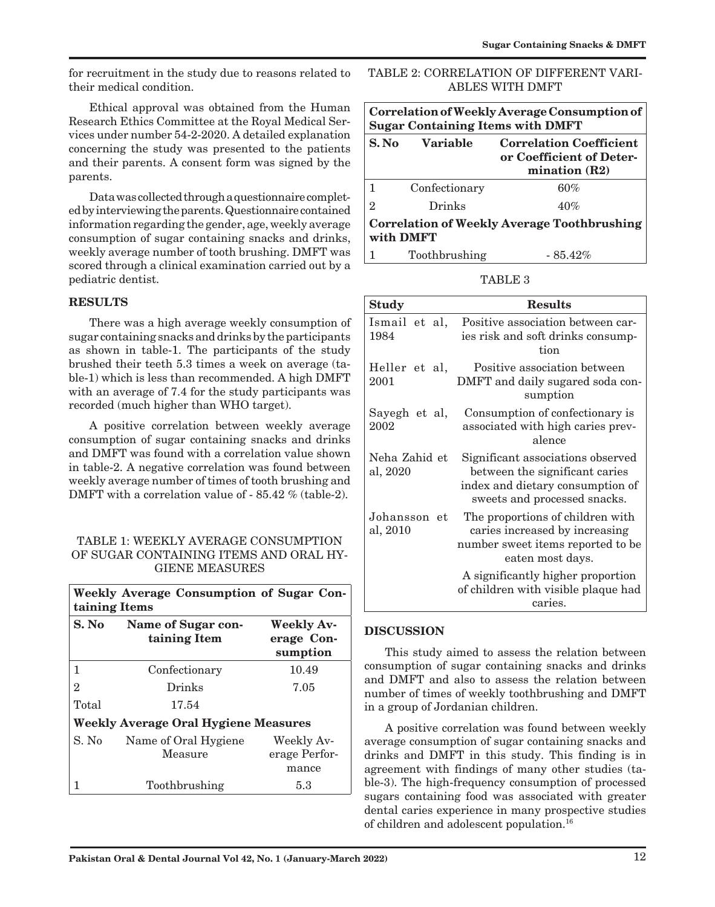for recruitment in the study due to reasons related to their medical condition.

Ethical approval was obtained from the Human Research Ethics Committee at the Royal Medical Services under number 54-2-2020. A detailed explanation concerning the study was presented to the patients and their parents. A consent form was signed by the parents.

Data was collected through a questionnaire completed by interviewing the parents. Questionnaire contained information regarding the gender, age, weekly average consumption of sugar containing snacks and drinks, weekly average number of tooth brushing. DMFT was scored through a clinical examination carried out by a pediatric dentist.

## RESULTS

There was a high average weekly consumption of sugar containing snacks and drinks by the participants as shown in table-1. The participants of the study brushed their teeth 5.3 times a week on average (table-1) which is less than recommended. A high DMFT with an average of 7.4 for the study participants was recorded (much higher than WHO target).

A positive correlation between weekly average consumption of sugar containing snacks and drinks and DMFT was found with a correlation value shown in table-2. A negative correlation was found between weekly average number of times of tooth brushing and DMFT with a correlation value of - 85.42 % (table-2).

TABLE 1: WEEKLY AVERAGE CONSUMPTION OF SUGAR CONTAINING ITEMS AND ORAL HYGIENE MEASURES

| **Weekly Average Consumption of Sugar Containing Items** | | |
|---|---|---|
| **S. No** | **Name of Sugar containing Item** | **Weekly Average Consumption** |
| 1 | Confectionary | 10.49 |
| 2 | Drinks | 7.05 |
| Total | 17.54 | |
| **Weekly Average Oral Hygiene Measures** | | |
| S. No | Name of Oral Hygiene Measure | Weekly Average Performance |
| 1 | Toothbrushing | 5.3 |

TABLE 2: CORRELATION OF DIFFERENT VARIABLES WITH DMFT

| **Correlation of Weekly Average Consumption of Sugar Containing Items with DMFT** | | |
|---|---|---|
| **S. No** | **Variable** | **Correlation Coefficient or Coefficient of Determination (R2)** |
| 1 | Confectionary | 60% |
| 2 | Drinks | 40% |
| **Correlation of Weekly Average Toothbrushing with DMFT** | | |
| 1 | Toothbrushing | - 85.42% |

TABLE 3

| **Study** | **Results** |
|---|---|
| Ismail et al, 1984 | Positive association between caries risk and soft drinks consumption |
| Heller et al, 2001 | Positive association between DMFT and daily sugared soda consumption |
| Sayegh et al, 2002 | Consumption of confectionary is associated with high caries prevalence |
| Neha Zahid et al, 2020 | Significant associations observed between the significant caries index and dietary consumption of sweets and processed snacks. |
| Johansson et al, 2010 | The proportions of children with caries increased by increasing number sweet items reported to be eaten most days.<br>A significantly higher proportion of children with visible plaque had caries. |

## DISCUSSION

This study aimed to assess the relation between consumption of sugar containing snacks and drinks and DMFT and also to assess the relation between number of times of weekly toothbrushing and DMFT in a group of Jordanian children.

A positive correlation was found between weekly average consumption of sugar containing snacks and drinks and DMFT in this study. This finding is in agreement with findings of many other studies (table-3). The high-frequency consumption of processed sugars containing food was associated with greater dental caries experience in many prospective studies of children and adolescent population.[16]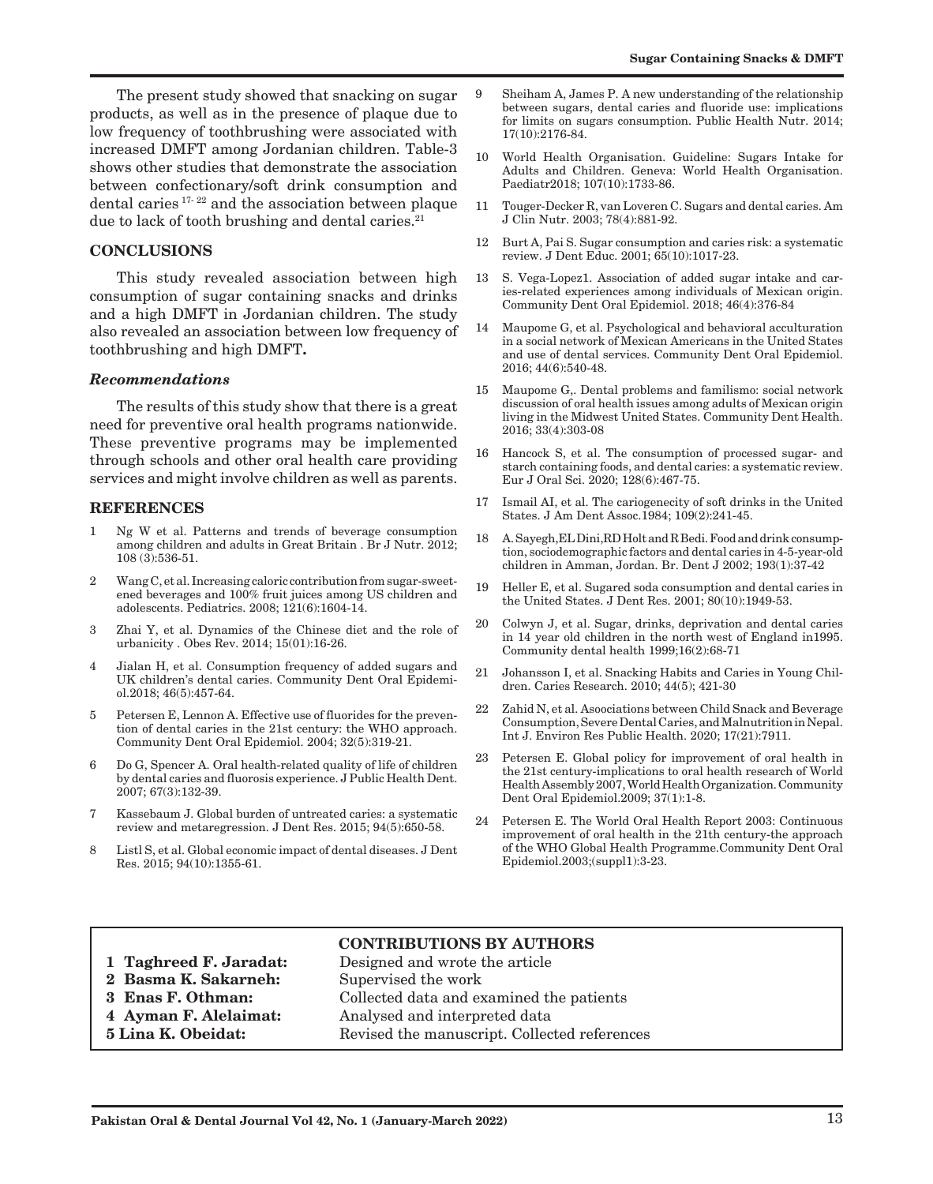The present study showed that snacking on sugar products, as well as in the presence of plaque due to low frequency of toothbrushing were associated with increased DMFT among Jordanian children. Table-3 shows other studies that demonstrate the association between confectionary/soft drink consumption and dental caries [17-22] and the association between plaque due to lack of tooth brushing and dental caries.[21]

## CONCLUSIONS

This study revealed association between high consumption of sugar containing snacks and drinks and a high DMFT in Jordanian children. The study also revealed an association between low frequency of toothbrushing and high DMFT**.**

### *Recommendations*

The results of this study show that there is a great need for preventive oral health programs nationwide. These preventive programs may be implemented through schools and other oral health care providing services and might involve children as well as parents.

## REFERENCES

1. Ng W et al. Patterns and trends of beverage consumption among children and adults in Great Britain . Br J Nutr. 2012; 108 (3):536-51.
2. Wang C, et al. Increasing caloric contribution from sugar-sweetened beverages and 100% fruit juices among US children and adolescents. Pediatrics. 2008; 121(6):1604-14.
3. Zhai Y, et al. Dynamics of the Chinese diet and the role of urbanicity . Obes Rev. 2014; 15(01):16-26.
4. Jialan H, et al. Consumption frequency of added sugars and UK children's dental caries. Community Dent Oral Epidemiol.2018; 46(5):457-64.
5. Petersen E, Lennon A. Effective use of fluorides for the prevention of dental caries in the 21st century: the WHO approach. Community Dent Oral Epidemiol. 2004; 32(5):319-21.
6. Do G, Spencer A. Oral health-related quality of life of children by dental caries and fluorosis experience. J Public Health Dent. 2007; 67(3):132-39.
7. Kassebaum J. Global burden of untreated caries: a systematic review and metaregression. J Dent Res. 2015; 94(5):650-58.
8. Listl S, et al. Global economic impact of dental diseases. J Dent Res. 2015; 94(10):1355-61.
9. Sheiham A, James P. A new understanding of the relationship between sugars, dental caries and fluoride use: implications for limits on sugars consumption. Public Health Nutr. 2014; 17(10):2176-84.
10. World Health Organisation. Guideline: Sugars Intake for Adults and Children. Geneva: World Health Organisation. Paediatr2018; 107(10):1733-86.
11. Touger-Decker R, van Loveren C. Sugars and dental caries. Am J Clin Nutr. 2003; 78(4):881-92.
12. Burt A, Pai S. Sugar consumption and caries risk: a systematic review. J Dent Educ. 2001; 65(10):1017-23.
13. S. Vega-Lopez1. Association of added sugar intake and caries-related experiences among individuals of Mexican origin. Community Dent Oral Epidemiol. 2018; 46(4):376-84
14. Maupome G, et al. Psychological and behavioral acculturation in a social network of Mexican Americans in the United States and use of dental services. Community Dent Oral Epidemiol. 2016; 44(6):540-48.
15. Maupome G,. Dental problems and familismo: social network discussion of oral health issues among adults of Mexican origin living in the Midwest United States. Community Dent Health. 2016; 33(4):303-08
16. Hancock S, et al. The consumption of processed sugar- and starch containing foods, and dental caries: a systematic review. Eur J Oral Sci. 2020; 128(6):467-75.
17. Ismail AI, et al. The cariogenecity of soft drinks in the United States. J Am Dent Assoc.1984; 109(2):241-45.
18. A. Sayegh,EL Dini,RD Holt and R Bedi. Food and drink consumption, sociodemographic factors and dental caries in 4-5-year-old children in Amman, Jordan. Br. Dent J 2002; 193(1):37-42
19. Heller E, et al. Sugared soda consumption and dental caries in the United States. J Dent Res. 2001; 80(10):1949-53.
20. Colwyn J, et al. Sugar, drinks, deprivation and dental caries in 14 year old children in the north west of England in1995. Community dental health 1999;16(2):68-71
21. Johansson I, et al. Snacking Habits and Caries in Young Children. Caries Research. 2010; 44(5), 421-30
22. Zahid N, et al. Asoociations between Child Snack and Beverage Consumption, Severe Dental Caries, and Malnutrition in Nepal. Int J. Environ Res Public Health. 2020; 17(21):7911.
23. Petersen E. Global policy for improvement of oral health in the 21st century-implications to oral health research of World Health Assembly 2007, World Health Organization. Community Dent Oral Epidemiol.2009; 37(1):1-8.
24. Petersen E. The World Oral Health Report 2003: Continuous improvement of oral health in the 21th century-the approach of the WHO Global Health Programme.Community Dent Oral Epidemiol.2003;(suppl1):3-23.

## CONTRIBUTIONS BY AUTHORS

| | |
|---|---|
| **1 Taghreed F. Jaradat:** | Designed and wrote the article |
| **2 Basma K. Sakarneh:** | Supervised the work |
| **3 Enas F. Othman:** | Collected data and examined the patients |
| **4 Ayman F. Alelaimat:** | Analysed and interpreted data |
| **5 Lina K. Obeidat:** | Revised the manuscript. Collected references |